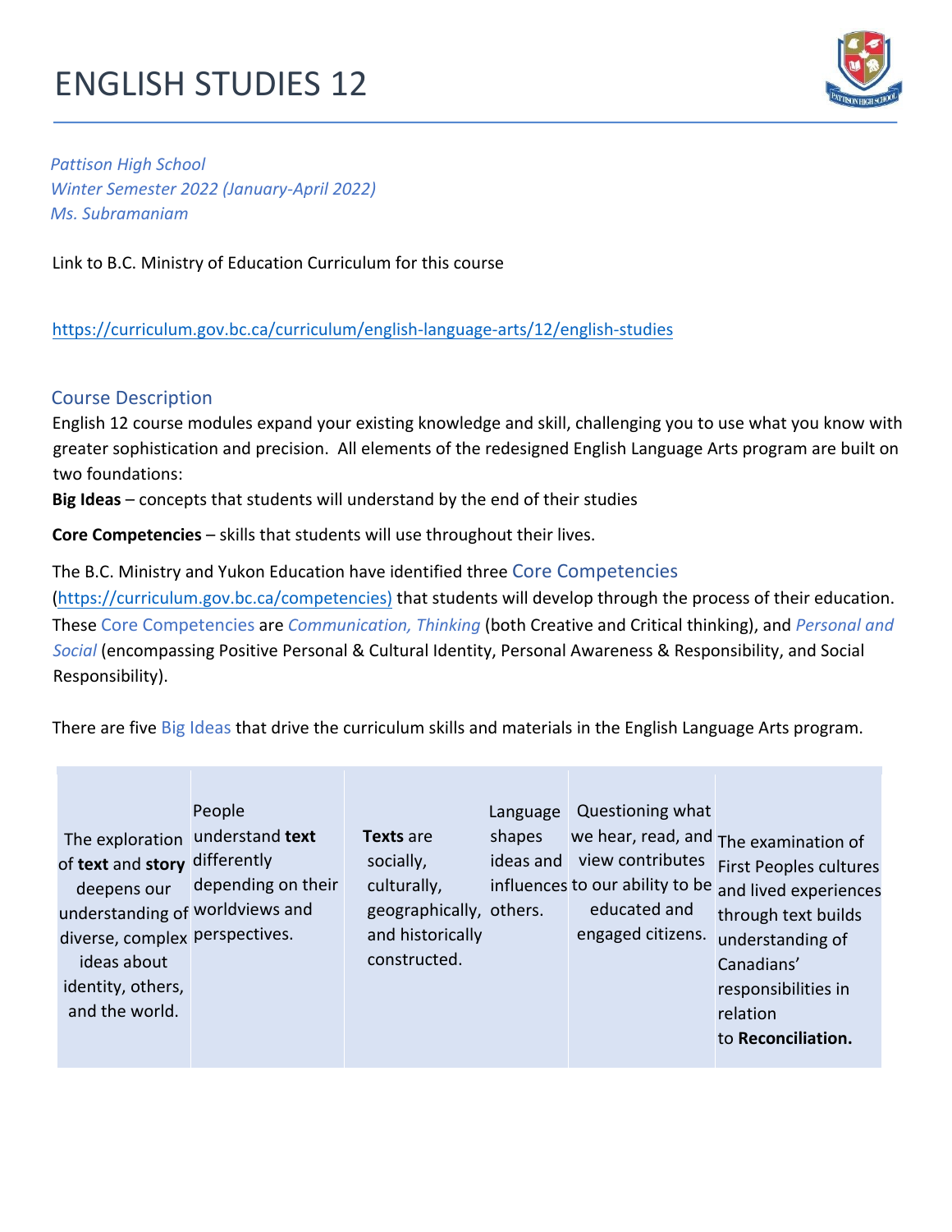# ENGLISH STUDIES 12

*Pattison High School*
*Winter Semester 2022 (January-April 2022)*
*Ms. Subramaniam*

Link to B.C. Ministry of Education Curriculum for this course

https://curriculum.gov.bc.ca/curriculum/english-language-arts/12/english-studies

## Course Description

English 12 course modules expand your existing knowledge and skill, challenging you to use what you know with greater sophistication and precision. All elements of the redesigned English Language Arts program are built on two foundations:

**Big Ideas** – concepts that students will understand by the end of their studies

**Core Competencies** – skills that students will use throughout their lives.

The B.C. Ministry and Yukon Education have identified three Core Competencies (https://curriculum.gov.bc.ca/competencies) that students will develop through the process of their education. These Core Competencies are *Communication, Thinking* (both Creative and Critical thinking), and *Personal and Social* (encompassing Positive Personal & Cultural Identity, Personal Awareness & Responsibility, and Social Responsibility).

There are five Big Ideas that drive the curriculum skills and materials in the English Language Arts program.

| The exploration of **text** and **story** deepens our understanding of diverse, complex ideas about identity, others, and the world. | People understand **text** differently depending on their worldviews and perspectives. | **Texts** are socially, culturally, geographically, and historically constructed. | Language shapes ideas and influences others. | Questioning what we hear, read, and view contributes to our ability to be educated and engaged citizens. | The examination of First Peoples cultures and lived experiences through text builds understanding of Canadians' responsibilities in relation to **Reconciliation.** |
|---|---|---|---|---|---|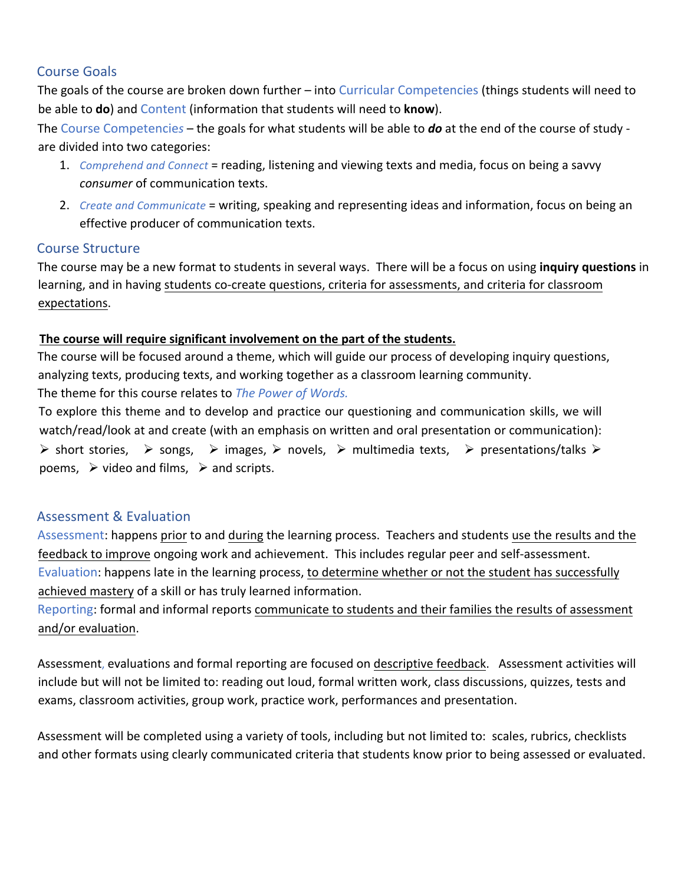## Course Goals

The goals of the course are broken down further – into Curricular Competencies (things students will need to be able to **do**) and Content (information that students will need to **know**).

The Course Competencies – the goals for what students will be able to ***do*** at the end of the course of study - are divided into two categories:

1. *Comprehend and Connect* = reading, listening and viewing texts and media, focus on being a savvy *consumer* of communication texts.
2. *Create and Communicate* = writing, speaking and representing ideas and information, focus on being an effective producer of communication texts.

## Course Structure

The course may be a new format to students in several ways. There will be a focus on using **inquiry questions** in learning, and in having students co-create questions, criteria for assessments, and criteria for classroom expectations.

**The course will require significant involvement on the part of the students.**

The course will be focused around a theme, which will guide our process of developing inquiry questions, analyzing texts, producing texts, and working together as a classroom learning community.

The theme for this course relates to *The Power of Words.*

To explore this theme and to develop and practice our questioning and communication skills, we will watch/read/look at and create (with an emphasis on written and oral presentation or communication):

- short stories,
- songs,
- images,
- novels,
- multimedia texts,
- presentations/talks
- poems,
- video and films,
- and scripts.

## Assessment & Evaluation

Assessment: happens prior to and during the learning process. Teachers and students use the results and the feedback to improve ongoing work and achievement. This includes regular peer and self-assessment.

Evaluation: happens late in the learning process, to determine whether or not the student has successfully achieved mastery of a skill or has truly learned information.

Reporting: formal and informal reports communicate to students and their families the results of assessment and/or evaluation.

Assessment, evaluations and formal reporting are focused on descriptive feedback. Assessment activities will include but will not be limited to: reading out loud, formal written work, class discussions, quizzes, tests and exams, classroom activities, group work, practice work, performances and presentation.

Assessment will be completed using a variety of tools, including but not limited to: scales, rubrics, checklists and other formats using clearly communicated criteria that students know prior to being assessed or evaluated.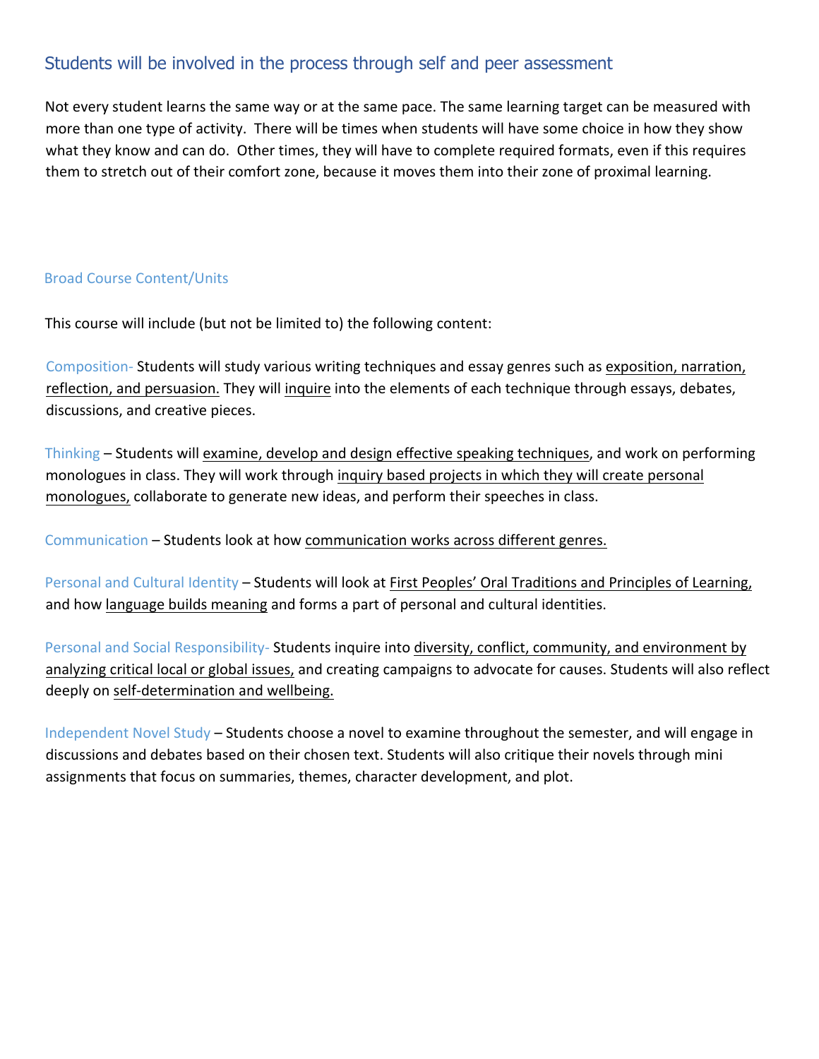## Students will be involved in the process through self and peer assessment

Not every student learns the same way or at the same pace. The same learning target can be measured with more than one type of activity. There will be times when students will have some choice in how they show what they know and can do. Other times, they will have to complete required formats, even if this requires them to stretch out of their comfort zone, because it moves them into their zone of proximal learning.

### Broad Course Content/Units

This course will include (but not be limited to) the following content:

Composition- Students will study various writing techniques and essay genres such as exposition, narration, reflection, and persuasion. They will inquire into the elements of each technique through essays, debates, discussions, and creative pieces.

Thinking – Students will examine, develop and design effective speaking techniques, and work on performing monologues in class. They will work through inquiry based projects in which they will create personal monologues, collaborate to generate new ideas, and perform their speeches in class.

Communication – Students look at how communication works across different genres.

Personal and Cultural Identity – Students will look at First Peoples' Oral Traditions and Principles of Learning, and how language builds meaning and forms a part of personal and cultural identities.

Personal and Social Responsibility- Students inquire into diversity, conflict, community, and environment by analyzing critical local or global issues, and creating campaigns to advocate for causes. Students will also reflect deeply on self-determination and wellbeing.

Independent Novel Study – Students choose a novel to examine throughout the semester, and will engage in discussions and debates based on their chosen text. Students will also critique their novels through mini assignments that focus on summaries, themes, character development, and plot.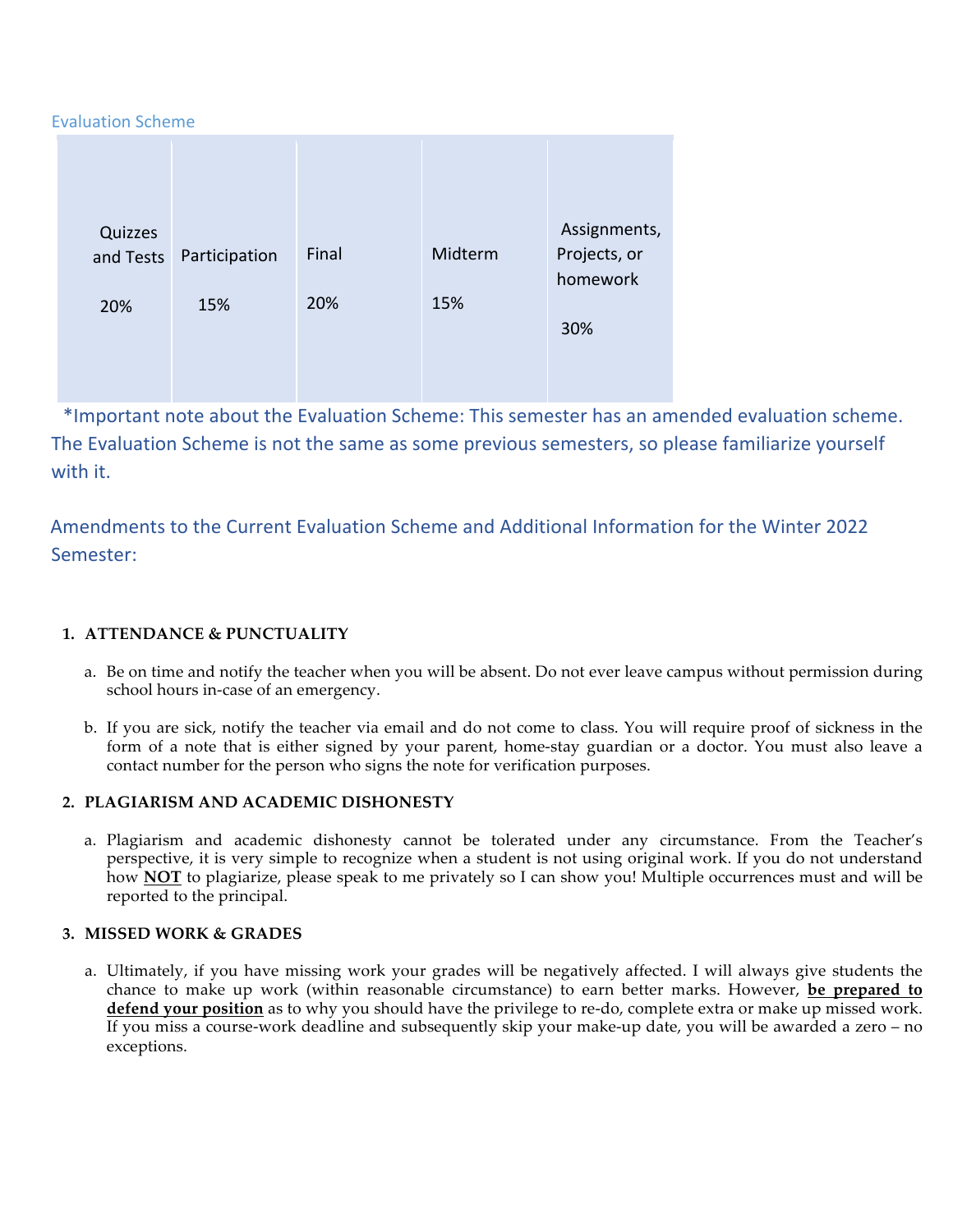Evaluation Scheme

| Quizzes and Tests | Participation | Final | Midterm | Assignments, Projects, or homework |
|---|---|---|---|---|
| 20% | 15% | 20% | 15% | 30% |

*Important note about the Evaluation Scheme: This semester has an amended evaluation scheme. The Evaluation Scheme is not the same as some previous semesters, so please familiarize yourself with it.

Amendments to the Current Evaluation Scheme and Additional Information for the Winter 2022 Semester:

1. **ATTENDANCE & PUNCTUALITY**

   a. Be on time and notify the teacher when you will be absent. Do not ever leave campus without permission during school hours in-case of an emergency.

   b. If you are sick, notify the teacher via email and do not come to class. You will require proof of sickness in the form of a note that is either signed by your parent, home-stay guardian or a doctor. You must also leave a contact number for the person who signs the note for verification purposes.

2. **PLAGIARISM AND ACADEMIC DISHONESTY**

   a. Plagiarism and academic dishonesty cannot be tolerated under any circumstance. From the Teacher's perspective, it is very simple to recognize when a student is not using original work. If you do not understand how **NOT** to plagiarize, please speak to me privately so I can show you! Multiple occurrences must and will be reported to the principal.

3. **MISSED WORK & GRADES**

   a. Ultimately, if you have missing work your grades will be negatively affected. I will always give students the chance to make up work (within reasonable circumstance) to earn better marks. However, **be prepared to defend your position** as to why you should have the privilege to re-do, complete extra or make up missed work. If you miss a course-work deadline and subsequently skip your make-up date, you will be awarded a zero – no exceptions.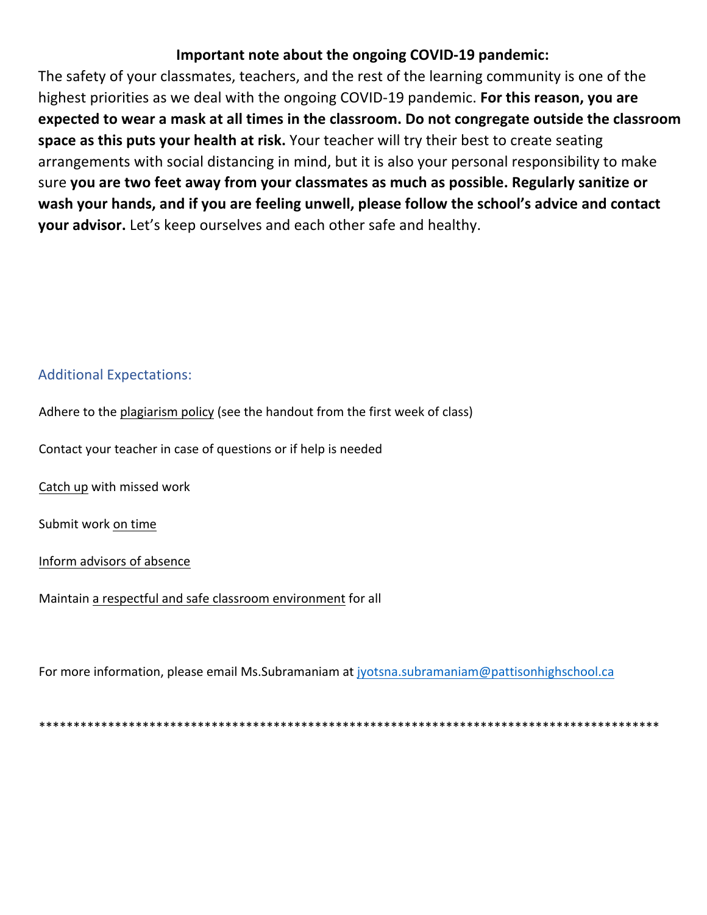**Important note about the ongoing COVID-19 pandemic:**

The safety of your classmates, teachers, and the rest of the learning community is one of the highest priorities as we deal with the ongoing COVID-19 pandemic. **For this reason, you are expected to wear a mask at all times in the classroom. Do not congregate outside the classroom space as this puts your health at risk.** Your teacher will try their best to create seating arrangements with social distancing in mind, but it is also your personal responsibility to make sure **you are two feet away from your classmates as much as possible. Regularly sanitize or wash your hands, and if you are feeling unwell, please follow the school's advice and contact your advisor.** Let's keep ourselves and each other safe and healthy.

## Additional Expectations:

Adhere to the plagiarism policy (see the handout from the first week of class)

Contact your teacher in case of questions or if help is needed

Catch up with missed work

Submit work on time

Inform advisors of absence

Maintain a respectful and safe classroom environment for all

For more information, please email Ms.Subramaniam at jyotsna.subramaniam@pattisonhighschool.ca

*********************************************************************************************